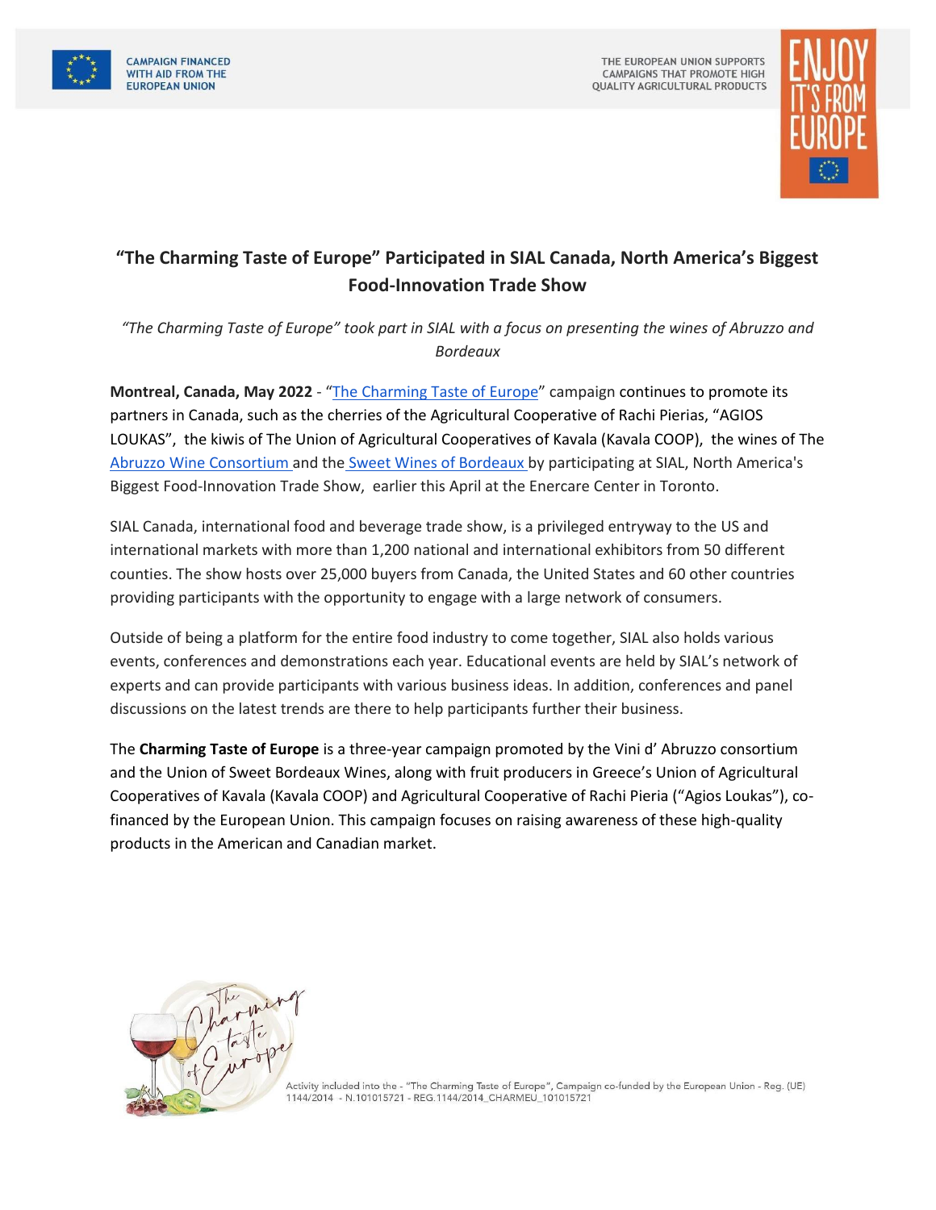CAMPAIGN FINANCED WITH AID FROM THE EUROPEAN UNION

THE EUROPEAN UNION SUPPORTS CAMPAIGNS THAT PROMOTE HIGH QUALITY AGRICULTURAL PRODUCTS

# "The Charming Taste of Europe" Participated in SIAL Canada, North America's Biggest Food-Innovation Trade Show

*"The Charming Taste of Europe" took part in SIAL with a focus on presenting the wines of Abruzzo and Bordeaux*

**Montreal, Canada, May 2022** - "The Charming Taste of Europe" campaign continues to promote its partners in Canada, such as the cherries of the Agricultural Cooperative of Rachi Pierias, "AGIOS LOUKAS", the kiwis of The Union of Agricultural Cooperatives of Kavala (Kavala COOP), the wines of The Abruzzo Wine Consortium and the Sweet Wines of Bordeaux by participating at SIAL, North America's Biggest Food-Innovation Trade Show, earlier this April at the Enercare Center in Toronto.

SIAL Canada, international food and beverage trade show, is a privileged entryway to the US and international markets with more than 1,200 national and international exhibitors from 50 different counties. The show hosts over 25,000 buyers from Canada, the United States and 60 other countries providing participants with the opportunity to engage with a large network of consumers.

Outside of being a platform for the entire food industry to come together, SIAL also holds various events, conferences and demonstrations each year. Educational events are held by SIAL's network of experts and can provide participants with various business ideas. In addition, conferences and panel discussions on the latest trends are there to help participants further their business.

The **Charming Taste of Europe** is a three-year campaign promoted by the Vini d' Abruzzo consortium and the Union of Sweet Bordeaux Wines, along with fruit producers in Greece's Union of Agricultural Cooperatives of Kavala (Kavala COOP) and Agricultural Cooperative of Rachi Pieria ("Agios Loukas"), co-financed by the European Union. This campaign focuses on raising awareness of these high-quality products in the American and Canadian market.

Activity included into the - "The Charming Taste of Europe", Campaign co-funded by the European Union - Reg. (UE) 1144/2014 - N.101015721 - REG.1144/2014_CHARMEU_101015721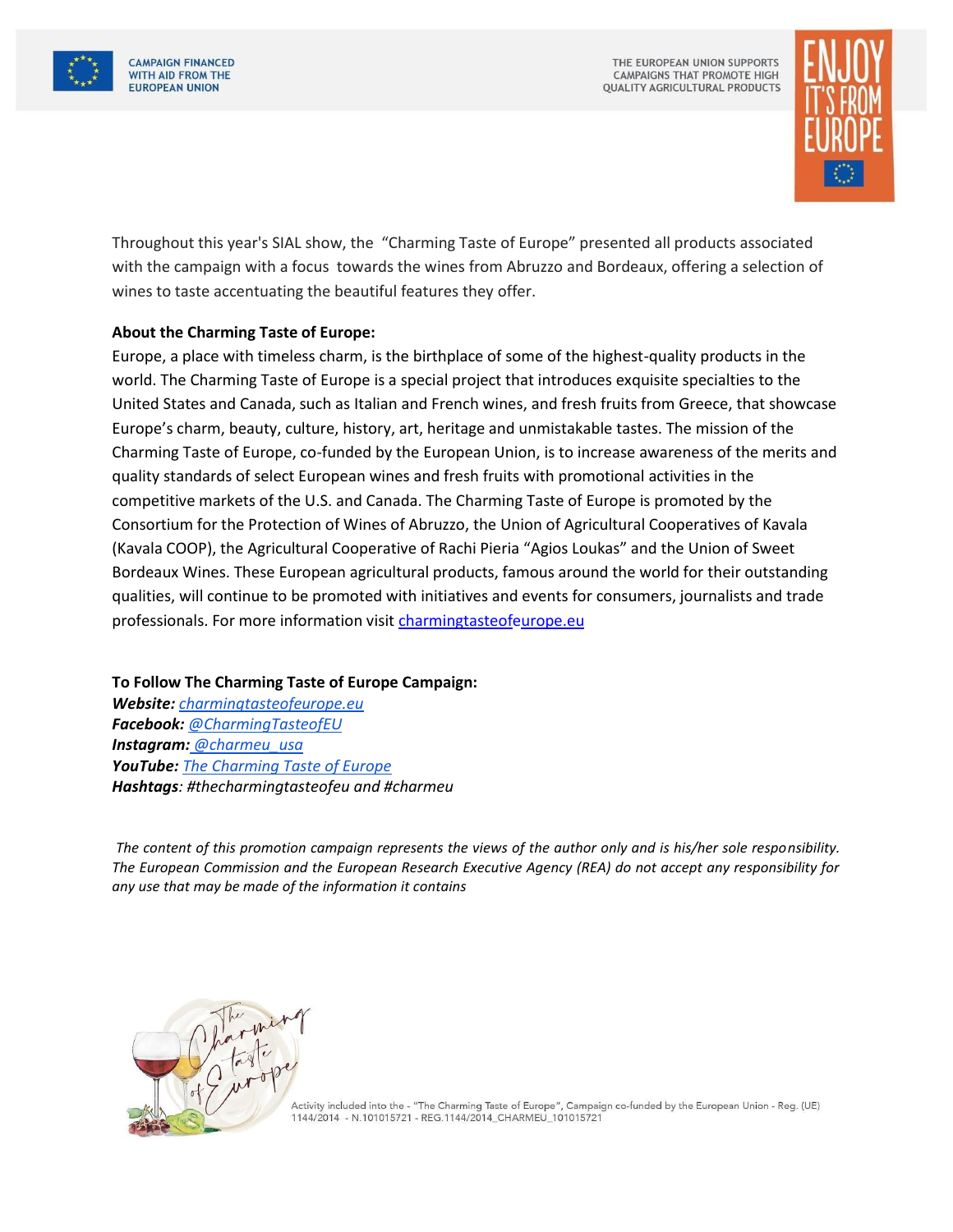Throughout this year's SIAL show, the "Charming Taste of Europe" presented all products associated with the campaign with a focus towards the wines from Abruzzo and Bordeaux, offering a selection of wines to taste accentuating the beautiful features they offer.

**About the Charming Taste of Europe:**

Europe, a place with timeless charm, is the birthplace of some of the highest-quality products in the world. The Charming Taste of Europe is a special project that introduces exquisite specialties to the United States and Canada, such as Italian and French wines, and fresh fruits from Greece, that showcase Europe's charm, beauty, culture, history, art, heritage and unmistakable tastes. The mission of the Charming Taste of Europe, co-funded by the European Union, is to increase awareness of the merits and quality standards of select European wines and fresh fruits with promotional activities in the competitive markets of the U.S. and Canada. The Charming Taste of Europe is promoted by the Consortium for the Protection of Wines of Abruzzo, the Union of Agricultural Cooperatives of Kavala (Kavala COOP), the Agricultural Cooperative of Rachi Pieria "Agios Loukas" and the Union of Sweet Bordeaux Wines. These European agricultural products, famous around the world for their outstanding qualities, will continue to be promoted with initiatives and events for consumers, journalists and trade professionals. For more information visit charmingtasteofeurope.eu

**To Follow The Charming Taste of Europe Campaign:**

***Website:*** *charmingtasteofeurope.eu*
***Facebook:*** *@CharmingTasteofEU*
***Instagram:*** *@charmeu_usa*
***YouTube:*** *The Charming Taste of Europe*
***Hashtags****: #thecharmingtasteofeu and #charmeu*

*The content of this promotion campaign represents the views of the author only and is his/her sole responsibility. The European Commission and the European Research Executive Agency (REA) do not accept any responsibility for any use that may be made of the information it contains*

Activity included into the - "The Charming Taste of Europe", Campaign co-funded by the European Union - Reg. (UE) 1144/2014 - N.101015721 - REG.1144/2014_CHARMEU_101015721